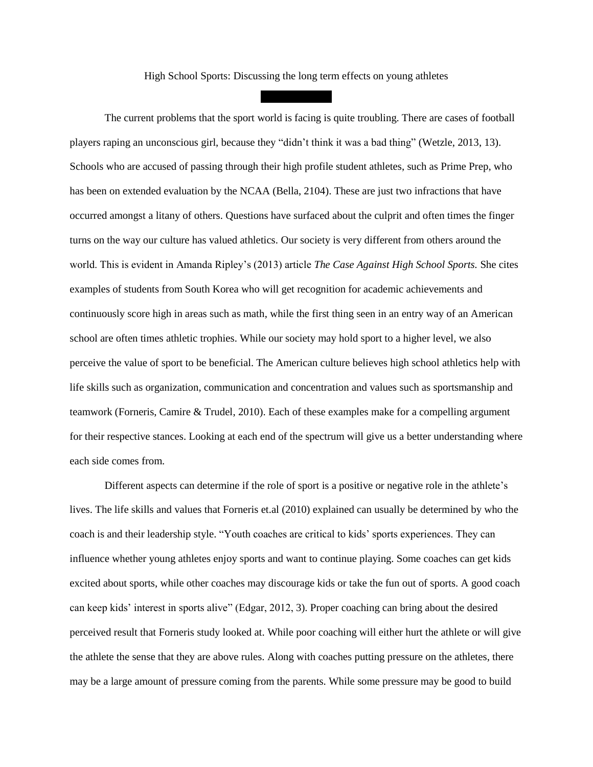# High School Sports: Discussing the long term effects on young athletes

The current problems that the sport world is facing is quite troubling. There are cases of football players raping an unconscious girl, because they "didn't think it was a bad thing" (Wetzle, 2013, 13). Schools who are accused of passing through their high profile student athletes, such as Prime Prep, who has been on extended evaluation by the NCAA (Bella, 2104). These are just two infractions that have occurred amongst a litany of others. Questions have surfaced about the culprit and often times the finger turns on the way our culture has valued athletics. Our society is very different from others around the world. This is evident in Amanda Ripley's (2013) article *The Case Against High School Sports.* She cites examples of students from South Korea who will get recognition for academic achievements and continuously score high in areas such as math, while the first thing seen in an entry way of an American school are often times athletic trophies. While our society may hold sport to a higher level, we also perceive the value of sport to be beneficial. The American culture believes high school athletics help with life skills such as organization, communication and concentration and values such as sportsmanship and teamwork (Forneris, Camire & Trudel, 2010). Each of these examples make for a compelling argument for their respective stances. Looking at each end of the spectrum will give us a better understanding where each side comes from.

Different aspects can determine if the role of sport is a positive or negative role in the athlete's lives. The life skills and values that Forneris et.al (2010) explained can usually be determined by who the coach is and their leadership style. "Youth coaches are critical to kids' sports experiences. They can influence whether young athletes enjoy sports and want to continue playing. Some coaches can get kids excited about sports, while other coaches may discourage kids or take the fun out of sports. A good coach can keep kids' interest in sports alive" (Edgar, 2012, 3). Proper coaching can bring about the desired perceived result that Forneris study looked at. While poor coaching will either hurt the athlete or will give the athlete the sense that they are above rules. Along with coaches putting pressure on the athletes, there may be a large amount of pressure coming from the parents. While some pressure may be good to build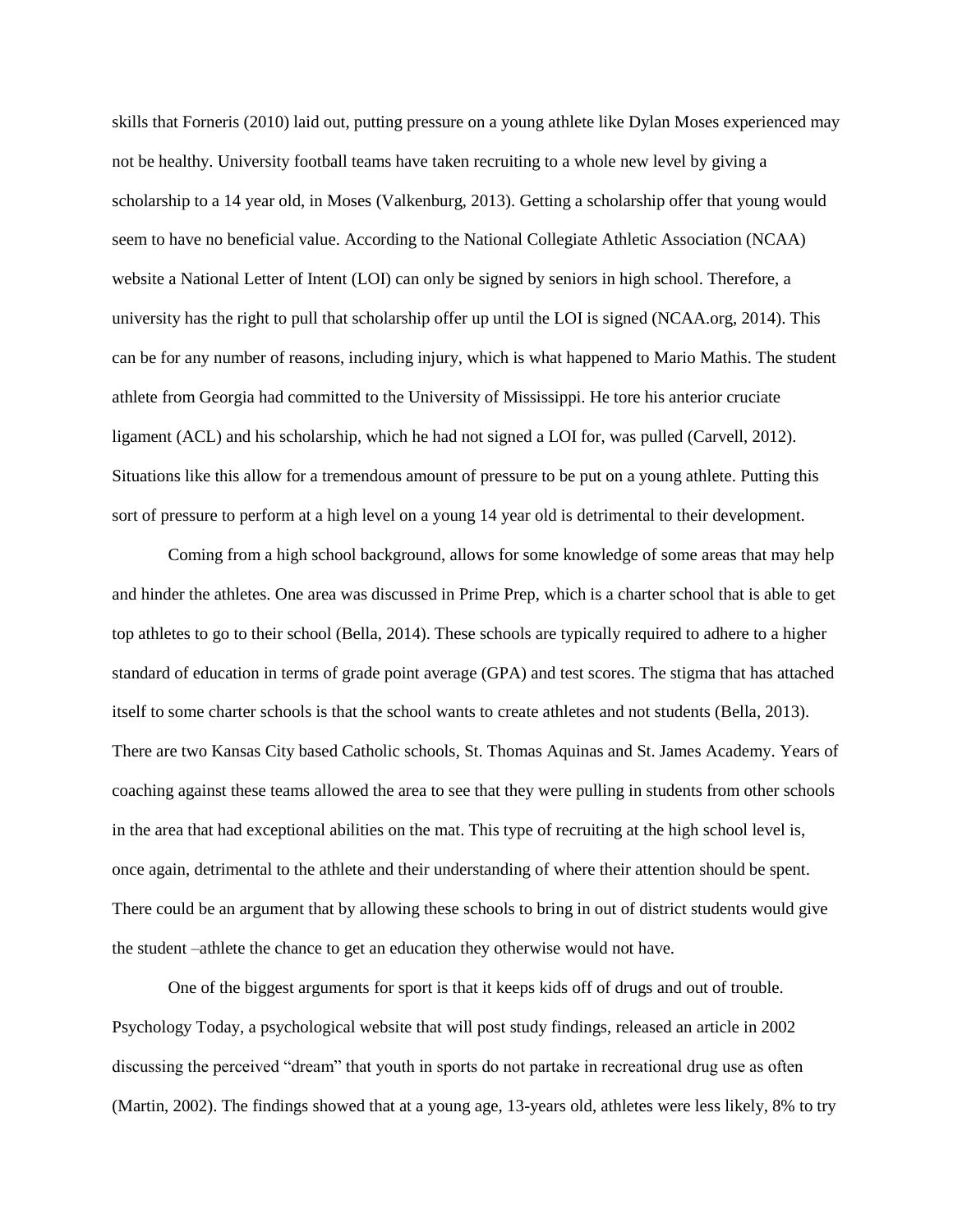skills that Forneris (2010) laid out, putting pressure on a young athlete like Dylan Moses experienced may not be healthy. University football teams have taken recruiting to a whole new level by giving a scholarship to a 14 year old, in Moses (Valkenburg, 2013). Getting a scholarship offer that young would seem to have no beneficial value. According to the National Collegiate Athletic Association (NCAA) website a National Letter of Intent (LOI) can only be signed by seniors in high school. Therefore, a university has the right to pull that scholarship offer up until the LOI is signed (NCAA.org, 2014). This can be for any number of reasons, including injury, which is what happened to Mario Mathis. The student athlete from Georgia had committed to the University of Mississippi. He tore his anterior cruciate ligament (ACL) and his scholarship, which he had not signed a LOI for, was pulled (Carvell, 2012). Situations like this allow for a tremendous amount of pressure to be put on a young athlete. Putting this sort of pressure to perform at a high level on a young 14 year old is detrimental to their development.

Coming from a high school background, allows for some knowledge of some areas that may help and hinder the athletes. One area was discussed in Prime Prep, which is a charter school that is able to get top athletes to go to their school (Bella, 2014). These schools are typically required to adhere to a higher standard of education in terms of grade point average (GPA) and test scores. The stigma that has attached itself to some charter schools is that the school wants to create athletes and not students (Bella, 2013). There are two Kansas City based Catholic schools, St. Thomas Aquinas and St. James Academy. Years of coaching against these teams allowed the area to see that they were pulling in students from other schools in the area that had exceptional abilities on the mat. This type of recruiting at the high school level is, once again, detrimental to the athlete and their understanding of where their attention should be spent. There could be an argument that by allowing these schools to bring in out of district students would give the student –athlete the chance to get an education they otherwise would not have.

One of the biggest arguments for sport is that it keeps kids off of drugs and out of trouble. Psychology Today, a psychological website that will post study findings, released an article in 2002 discussing the perceived "dream" that youth in sports do not partake in recreational drug use as often (Martin, 2002). The findings showed that at a young age, 13-years old, athletes were less likely, 8% to try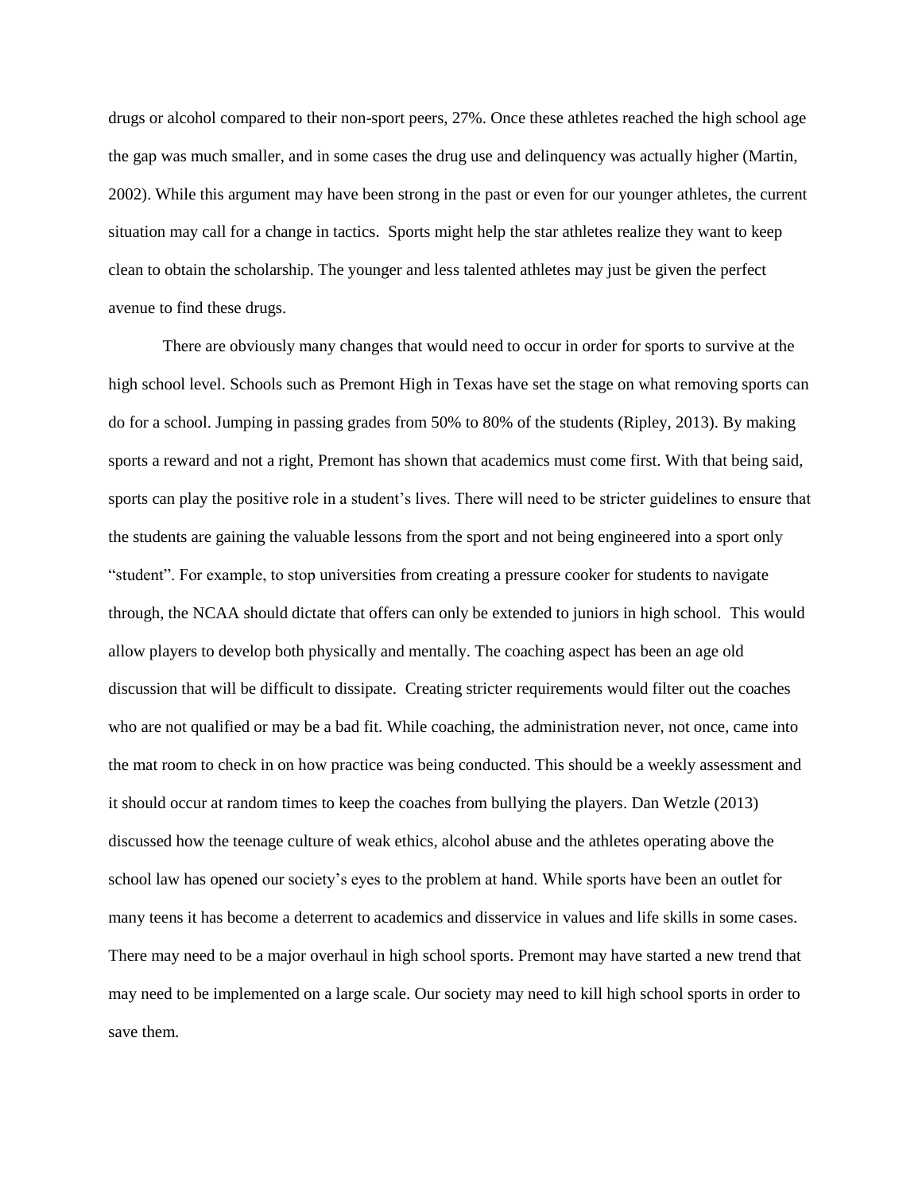drugs or alcohol compared to their non-sport peers, 27%. Once these athletes reached the high school age the gap was much smaller, and in some cases the drug use and delinquency was actually higher (Martin, 2002). While this argument may have been strong in the past or even for our younger athletes, the current situation may call for a change in tactics. Sports might help the star athletes realize they want to keep clean to obtain the scholarship. The younger and less talented athletes may just be given the perfect avenue to find these drugs.

There are obviously many changes that would need to occur in order for sports to survive at the high school level. Schools such as Premont High in Texas have set the stage on what removing sports can do for a school. Jumping in passing grades from 50% to 80% of the students (Ripley, 2013). By making sports a reward and not a right, Premont has shown that academics must come first. With that being said, sports can play the positive role in a student's lives. There will need to be stricter guidelines to ensure that the students are gaining the valuable lessons from the sport and not being engineered into a sport only "student". For example, to stop universities from creating a pressure cooker for students to navigate through, the NCAA should dictate that offers can only be extended to juniors in high school. This would allow players to develop both physically and mentally. The coaching aspect has been an age old discussion that will be difficult to dissipate. Creating stricter requirements would filter out the coaches who are not qualified or may be a bad fit. While coaching, the administration never, not once, came into the mat room to check in on how practice was being conducted. This should be a weekly assessment and it should occur at random times to keep the coaches from bullying the players. Dan Wetzle (2013) discussed how the teenage culture of weak ethics, alcohol abuse and the athletes operating above the school law has opened our society's eyes to the problem at hand. While sports have been an outlet for many teens it has become a deterrent to academics and disservice in values and life skills in some cases. There may need to be a major overhaul in high school sports. Premont may have started a new trend that may need to be implemented on a large scale. Our society may need to kill high school sports in order to save them.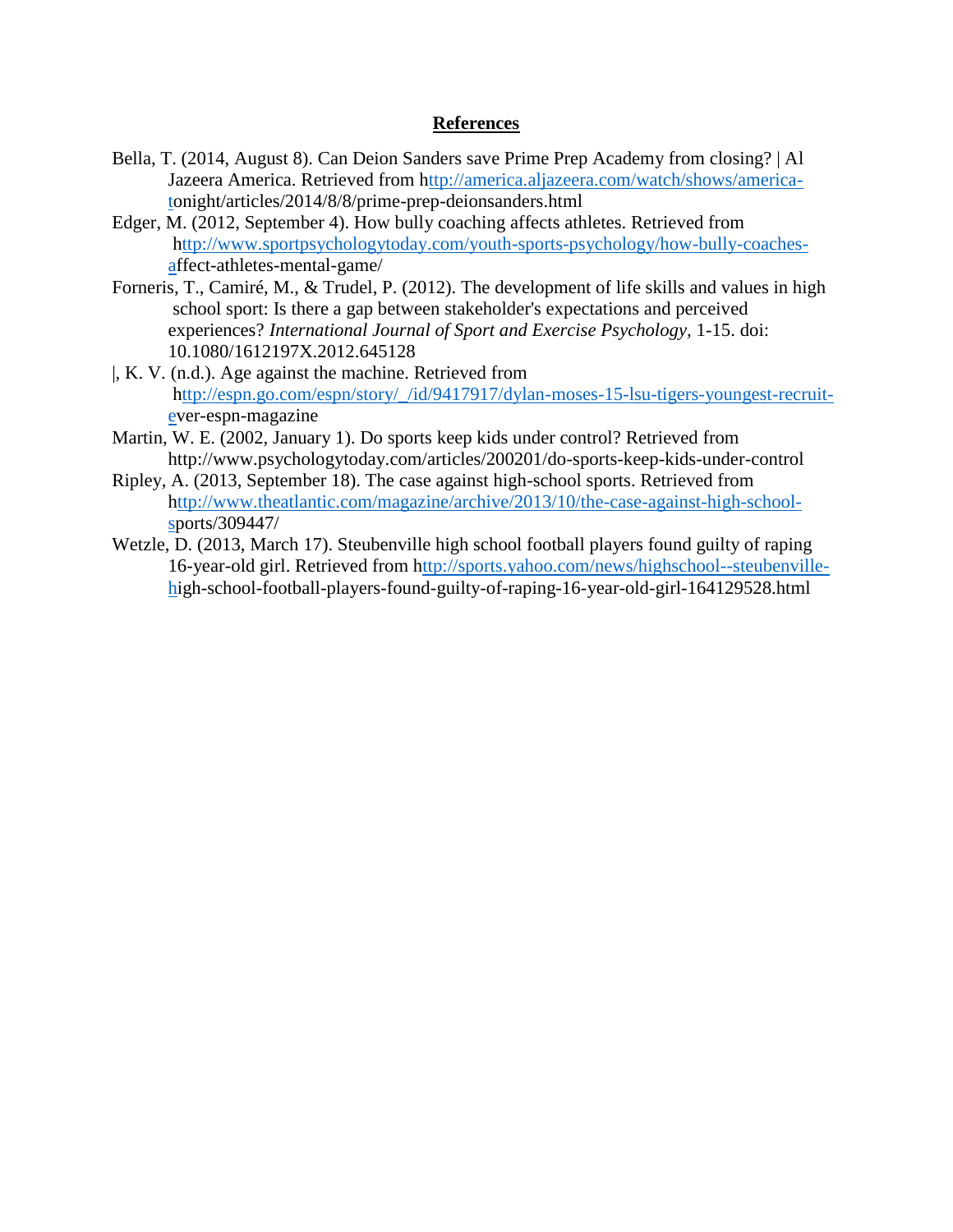# References

Bella, T. (2014, August 8). Can Deion Sanders save Prime Prep Academy from closing? | Al Jazeera America. Retrieved from http://america.aljazeera.com/watch/shows/america-tonight/articles/2014/8/8/prime-prep-deionsanders.html

Edger, M. (2012, September 4). How bully coaching affects athletes. Retrieved from http://www.sportpsychologytoday.com/youth-sports-psychology/how-bully-coaches-affect-athletes-mental-game/

Forneris, T., Camiré, M., & Trudel, P. (2012). The development of life skills and values in high school sport: Is there a gap between stakeholder's expectations and perceived experiences? *International Journal of Sport and Exercise Psychology,* 1-15. doi: 10.1080/1612197X.2012.645128

|, K. V. (n.d.). Age against the machine. Retrieved from http://espn.go.com/espn/story/_/id/9417917/dylan-moses-15-lsu-tigers-youngest-recruit-ever-espn-magazine

Martin, W. E. (2002, January 1). Do sports keep kids under control? Retrieved from http://www.psychologytoday.com/articles/200201/do-sports-keep-kids-under-control

Ripley, A. (2013, September 18). The case against high-school sports. Retrieved from http://www.theatlantic.com/magazine/archive/2013/10/the-case-against-high-school-sports/309447/

Wetzle, D. (2013, March 17). Steubenville high school football players found guilty of raping 16-year-old girl. Retrieved from http://sports.yahoo.com/news/highschool--steubenville-high-school-football-players-found-guilty-of-raping-16-year-old-girl-164129528.html